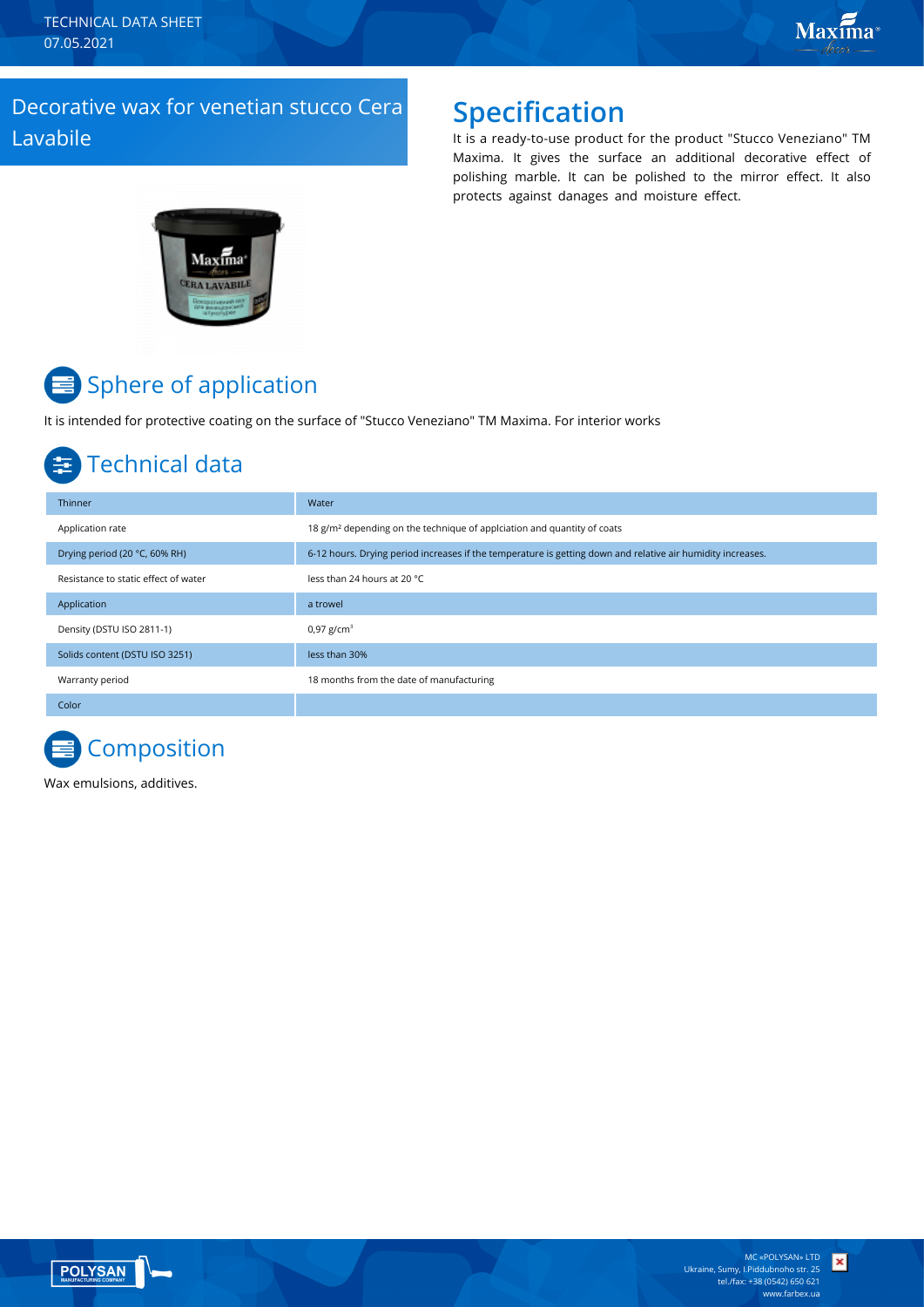TECHNICAL DATA SHEET
07.05.2021

# Decorative wax for venetian stucco Cera Lavabile

## Specification

It is a ready-to-use product for the product "Stucco Veneziano" TM Maxima. It gives the surface an additional decorative effect of polishing marble. It can be polished to the mirror effect. It also protects against danages and moisture effect.

## Sphere of application

It is intended for protective coating on the surface of "Stucco Veneziano" TM Maxima. For interior works

## Technical data

| | |
|---|---|
| Thinner | Water |
| Application rate | 18 g/m² depending on the technique of applciation and quantity of coats |
| Drying period (20 °C, 60% RH) | 6-12 hours. Drying period increases if the temperature is getting down and relative air humidity increases. |
| Resistance to static effect of water | less than 24 hours at 20 °C |
| Application | a trowel |
| Density (DSTU ISO 2811-1) | 0,97 g/cm³ |
| Solids content (DSTU ISO 3251) | less than 30% |
| Warranty period | 18 months from the date of manufacturing |
| Color | |

## Composition

Wax emulsions, additives.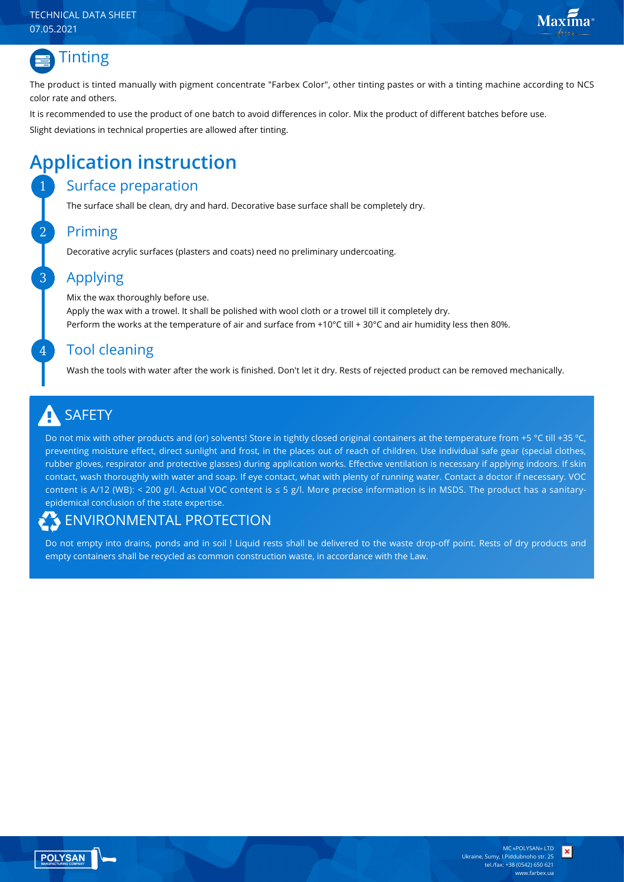## Tinting

The product is tinted manually with pigment concentrate "Farbex Color", other tinting pastes or with a tinting machine according to NCS color rate and others.

It is recommended to use the product of one batch to avoid differences in color. Mix the product of different batches before use.

Slight deviations in technical properties are allowed after tinting.

# Application instruction

## 1 Surface preparation

The surface shall be clean, dry and hard. Decorative base surface shall be completely dry.

## 2 Priming

Decorative acrylic surfaces (plasters and coats) need no preliminary undercoating.

## 3 Applying

Mix the wax thoroughly before use.

Apply the wax with a trowel. It shall be polished with wool cloth or a trowel till it completely dry.

Perform the works at the temperature of air and surface from +10°C till + 30°C and air humidity less then 80%.

## 4 Tool cleaning

Wash the tools with water after the work is finished. Don't let it dry. Rests of rejected product can be removed mechanically.

## SAFETY

Do not mix with other products and (or) solvents! Store in tightly closed original containers at the temperature from +5 °C till +35 °C, preventing moisture effect, direct sunlight and frost, in the places out of reach of children. Use individual safe gear (special clothes, rubber gloves, respirator and protective glasses) during application works. Effective ventilation is necessary if applying indoors. If skin contact, wash thoroughly with water and soap. If eye contact, what with plenty of running water. Contact a doctor if necessary. VOC content is A/12 (WB): < 200 g/l. Actual VOC content is ≤ 5 g/l. More precise information is in MSDS. The product has a sanitary-epidemical conclusion of the state expertise.

## ENVIRONMENTAL PROTECTION

Do not empty into drains, ponds and in soil ! Liquid rests shall be delivered to the waste drop-off point. Rests of dry products and empty containers shall be recycled as common construction waste, in accordance with the Law.

MC «POLYSAN» LTD
Ukraine, Sumy, I.Piddubnoho str. 25
tel./fax: +38 (0542) 650 621
www.farbex.ua